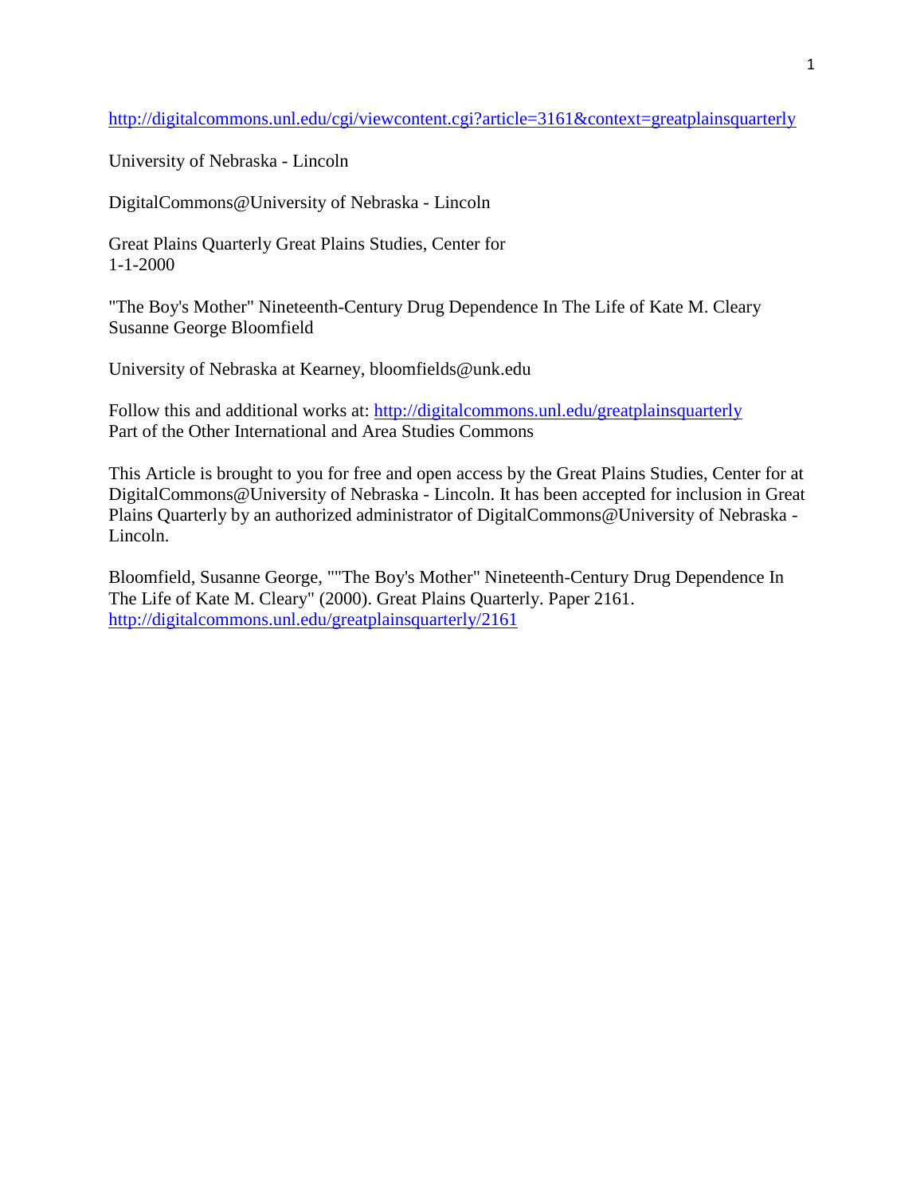http://digitalcommons.unl.edu/cgi/viewcontent.cgi?article=3161&context=greatplainsquarterly

University of Nebraska - Lincoln

DigitalCommons@University of Nebraska - Lincoln

Great Plains Quarterly Great Plains Studies, Center for
1-1-2000

"The Boy's Mother" Nineteenth-Century Drug Dependence In The Life of Kate M. Cleary
Susanne George Bloomfield

University of Nebraska at Kearney, bloomfields@unk.edu

Follow this and additional works at: http://digitalcommons.unl.edu/greatplainsquarterly
Part of the Other International and Area Studies Commons

This Article is brought to you for free and open access by the Great Plains Studies, Center for at DigitalCommons@University of Nebraska - Lincoln. It has been accepted for inclusion in Great Plains Quarterly by an authorized administrator of DigitalCommons@University of Nebraska - Lincoln.

Bloomfield, Susanne George, ""The Boy's Mother" Nineteenth-Century Drug Dependence In The Life of Kate M. Cleary" (2000). Great Plains Quarterly. Paper 2161.
http://digitalcommons.unl.edu/greatplainsquarterly/2161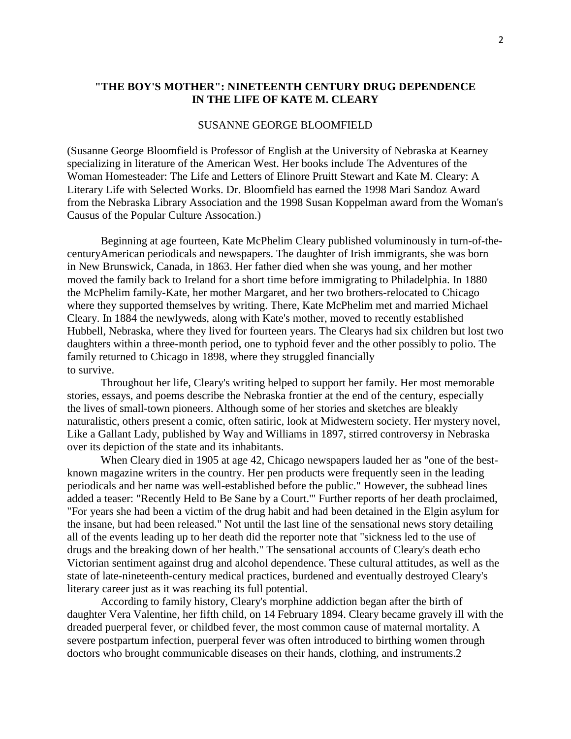## "THE BOY'S MOTHER": NINETEENTH CENTURY DRUG DEPENDENCE IN THE LIFE OF KATE M. CLEARY

SUSANNE GEORGE BLOOMFIELD

(Susanne George Bloomfield is Professor of English at the University of Nebraska at Kearney specializing in literature of the American West. Her books include The Adventures of the Woman Homesteader: The Life and Letters of Elinore Pruitt Stewart and Kate M. Cleary: A Literary Life with Selected Works. Dr. Bloomfield has earned the 1998 Mari Sandoz Award from the Nebraska Library Association and the 1998 Susan Koppelman award from the Woman's Causus of the Popular Culture Assocation.)

Beginning at age fourteen, Kate McPhelim Cleary published voluminously in turn-of-the-centuryAmerican periodicals and newspapers. The daughter of Irish immigrants, she was born in New Brunswick, Canada, in 1863. Her father died when she was young, and her mother moved the family back to Ireland for a short time before immigrating to Philadelphia. In 1880 the McPhelim family-Kate, her mother Margaret, and her two brothers-relocated to Chicago where they supported themselves by writing. There, Kate McPhelim met and married Michael Cleary. In 1884 the newlyweds, along with Kate's mother, moved to recently established Hubbell, Nebraska, where they lived for fourteen years. The Clearys had six children but lost two daughters within a three-month period, one to typhoid fever and the other possibly to polio. The family returned to Chicago in 1898, where they struggled financially to survive.

Throughout her life, Cleary's writing helped to support her family. Her most memorable stories, essays, and poems describe the Nebraska frontier at the end of the century, especially the lives of small-town pioneers. Although some of her stories and sketches are bleakly naturalistic, others present a comic, often satiric, look at Midwestern society. Her mystery novel, Like a Gallant Lady, published by Way and Williams in 1897, stirred controversy in Nebraska over its depiction of the state and its inhabitants.

When Cleary died in 1905 at age 42, Chicago newspapers lauded her as "one of the best-known magazine writers in the country. Her pen products were frequently seen in the leading periodicals and her name was well-established before the public." However, the subhead lines added a teaser: "Recently Held to Be Sane by a Court.'" Further reports of her death proclaimed, "For years she had been a victim of the drug habit and had been detained in the Elgin asylum for the insane, but had been released." Not until the last line of the sensational news story detailing all of the events leading up to her death did the reporter note that "sickness led to the use of drugs and the breaking down of her health." The sensational accounts of Cleary's death echo Victorian sentiment against drug and alcohol dependence. These cultural attitudes, as well as the state of late-nineteenth-century medical practices, burdened and eventually destroyed Cleary's literary career just as it was reaching its full potential.

According to family history, Cleary's morphine addiction began after the birth of daughter Vera Valentine, her fifth child, on 14 February 1894. Cleary became gravely ill with the dreaded puerperal fever, or childbed fever, the most common cause of maternal mortality. A severe postpartum infection, puerperal fever was often introduced to birthing women through doctors who brought communicable diseases on their hands, clothing, and instruments.[2]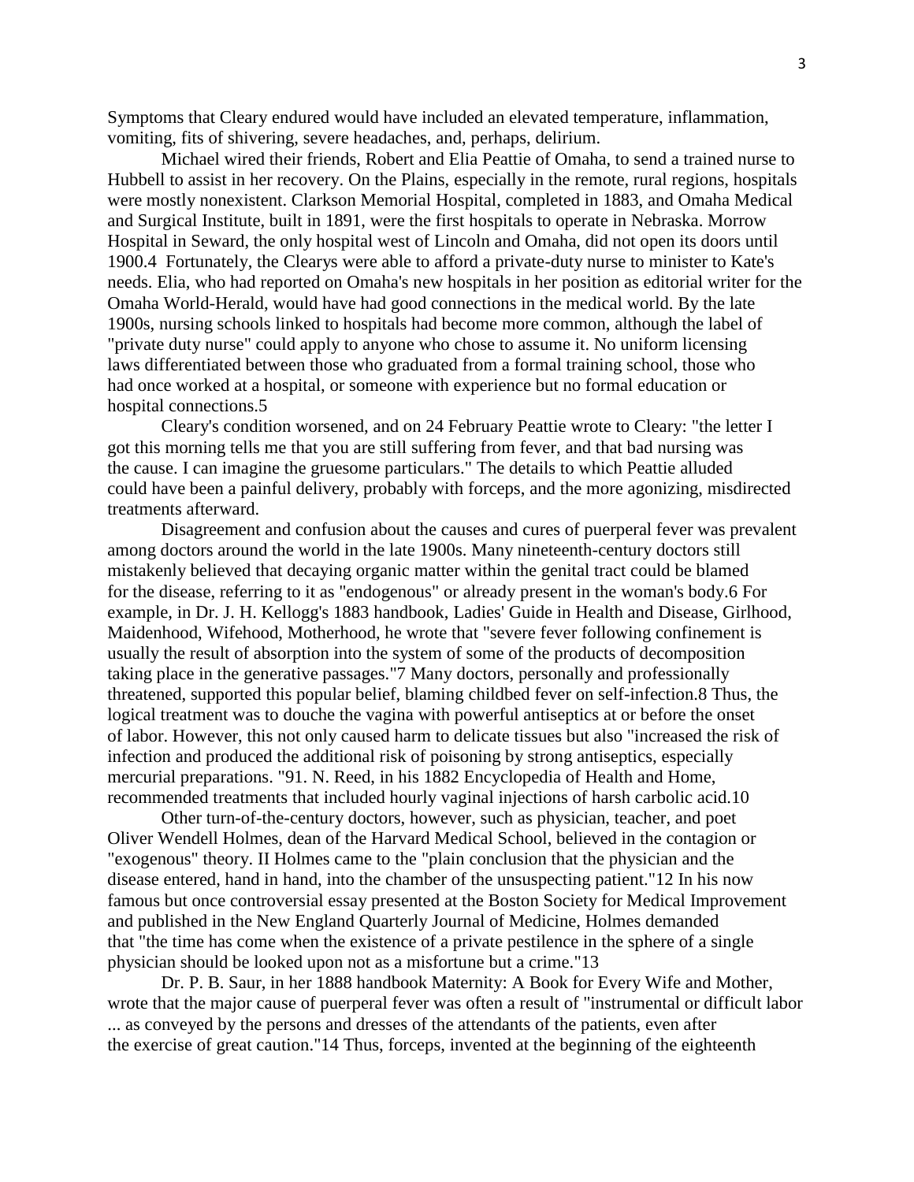Symptoms that Cleary endured would have included an elevated temperature, inflammation, vomiting, fits of shivering, severe headaches, and, perhaps, delirium.

Michael wired their friends, Robert and Elia Peattie of Omaha, to send a trained nurse to Hubbell to assist in her recovery. On the Plains, especially in the remote, rural regions, hospitals were mostly nonexistent. Clarkson Memorial Hospital, completed in 1883, and Omaha Medical and Surgical Institute, built in 1891, were the first hospitals to operate in Nebraska. Morrow Hospital in Seward, the only hospital west of Lincoln and Omaha, did not open its doors until 1900.[4] Fortunately, the Clearys were able to afford a private-duty nurse to minister to Kate's needs. Elia, who had reported on Omaha's new hospitals in her position as editorial writer for the Omaha World-Herald, would have had good connections in the medical world. By the late 1900s, nursing schools linked to hospitals had become more common, although the label of "private duty nurse" could apply to anyone who chose to assume it. No uniform licensing laws differentiated between those who graduated from a formal training school, those who had once worked at a hospital, or someone with experience but no formal education or hospital connections.[5]

Cleary's condition worsened, and on 24 February Peattie wrote to Cleary: "the letter I got this morning tells me that you are still suffering from fever, and that bad nursing was the cause. I can imagine the gruesome particulars." The details to which Peattie alluded could have been a painful delivery, probably with forceps, and the more agonizing, misdirected treatments afterward.

Disagreement and confusion about the causes and cures of puerperal fever was prevalent among doctors around the world in the late 1900s. Many nineteenth-century doctors still mistakenly believed that decaying organic matter within the genital tract could be blamed for the disease, referring to it as "endogenous" or already present in the woman's body.[6] For example, in Dr. J. H. Kellogg's 1883 handbook, Ladies' Guide in Health and Disease, Girlhood, Maidenhood, Wifehood, Motherhood, he wrote that "severe fever following confinement is usually the result of absorption into the system of some of the products of decomposition taking place in the generative passages."[7] Many doctors, personally and professionally threatened, supported this popular belief, blaming childbed fever on self-infection.[8] Thus, the logical treatment was to douche the vagina with powerful antiseptics at or before the onset of labor. However, this not only caused harm to delicate tissues but also "increased the risk of infection and produced the additional risk of poisoning by strong antiseptics, especially mercurial preparations. "[9]1. N. Reed, in his 1882 Encyclopedia of Health and Home, recommended treatments that included hourly vaginal injections of harsh carbolic acid.[10]

Other turn-of-the-century doctors, however, such as physician, teacher, and poet Oliver Wendell Holmes, dean of the Harvard Medical School, believed in the contagion or "exogenous" theory.[11] Holmes came to the "plain conclusion that the physician and the disease entered, hand in hand, into the chamber of the unsuspecting patient."[12] In his now famous but once controversial essay presented at the Boston Society for Medical Improvement and published in the New England Quarterly Journal of Medicine, Holmes demanded that "the time has come when the existence of a private pestilence in the sphere of a single physician should be looked upon not as a misfortune but a crime."[13]

Dr. P. B. Saur, in her 1888 handbook Maternity: A Book for Every Wife and Mother, wrote that the major cause of puerperal fever was often a result of "instrumental or difficult labor ... as conveyed by the persons and dresses of the attendants of the patients, even after the exercise of great caution."[14] Thus, forceps, invented at the beginning of the eighteenth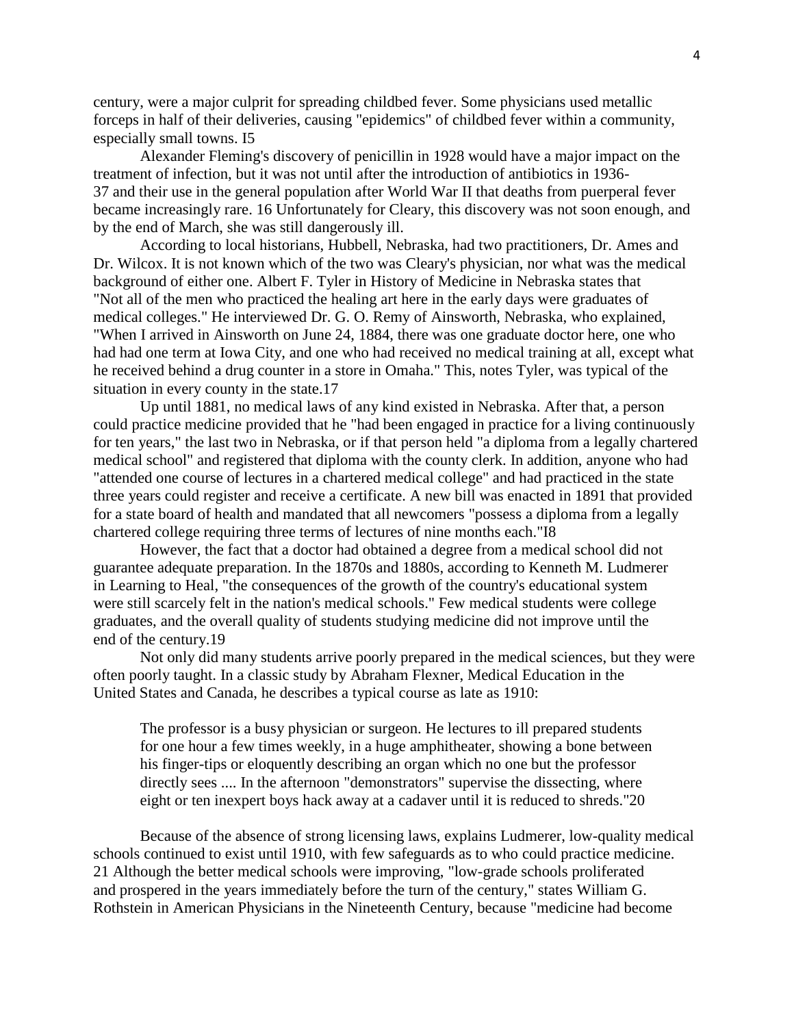century, were a major culprit for spreading childbed fever. Some physicians used metallic forceps in half of their deliveries, causing "epidemics" of childbed fever within a community, especially small towns. [15]

Alexander Fleming's discovery of penicillin in 1928 would have a major impact on the treatment of infection, but it was not until after the introduction of antibiotics in 1936-37 and their use in the general population after World War II that deaths from puerperal fever became increasingly rare. [16] Unfortunately for Cleary, this discovery was not soon enough, and by the end of March, she was still dangerously ill.

According to local historians, Hubbell, Nebraska, had two practitioners, Dr. Ames and Dr. Wilcox. It is not known which of the two was Cleary's physician, nor what was the medical background of either one. Albert F. Tyler in History of Medicine in Nebraska states that "Not all of the men who practiced the healing art here in the early days were graduates of medical colleges." He interviewed Dr. G. O. Remy of Ainsworth, Nebraska, who explained, "When I arrived in Ainsworth on June 24, 1884, there was one graduate doctor here, one who had had one term at Iowa City, and one who had received no medical training at all, except what he received behind a drug counter in a store in Omaha." This, notes Tyler, was typical of the situation in every county in the state.[17]

Up until 1881, no medical laws of any kind existed in Nebraska. After that, a person could practice medicine provided that he "had been engaged in practice for a living continuously for ten years," the last two in Nebraska, or if that person held "a diploma from a legally chartered medical school" and registered that diploma with the county clerk. In addition, anyone who had "attended one course of lectures in a chartered medical college" and had practiced in the state three years could register and receive a certificate. A new bill was enacted in 1891 that provided for a state board of health and mandated that all newcomers "possess a diploma from a legally chartered college requiring three terms of lectures of nine months each."[18]

However, the fact that a doctor had obtained a degree from a medical school did not guarantee adequate preparation. In the 1870s and 1880s, according to Kenneth M. Ludmerer in Learning to Heal, "the consequences of the growth of the country's educational system were still scarcely felt in the nation's medical schools." Few medical students were college graduates, and the overall quality of students studying medicine did not improve until the end of the century.[19]

Not only did many students arrive poorly prepared in the medical sciences, but they were often poorly taught. In a classic study by Abraham Flexner, Medical Education in the United States and Canada, he describes a typical course as late as 1910:

> The professor is a busy physician or surgeon. He lectures to ill prepared students for one hour a few times weekly, in a huge amphitheater, showing a bone between his finger-tips or eloquently describing an organ which no one but the professor directly sees .... In the afternoon "demonstrators" supervise the dissecting, where eight or ten inexpert boys hack away at a cadaver until it is reduced to shreds."[20]

Because of the absence of strong licensing laws, explains Ludmerer, low-quality medical schools continued to exist until 1910, with few safeguards as to who could practice medicine. [21] Although the better medical schools were improving, "low-grade schools proliferated and prospered in the years immediately before the turn of the century," states William G. Rothstein in American Physicians in the Nineteenth Century, because "medicine had become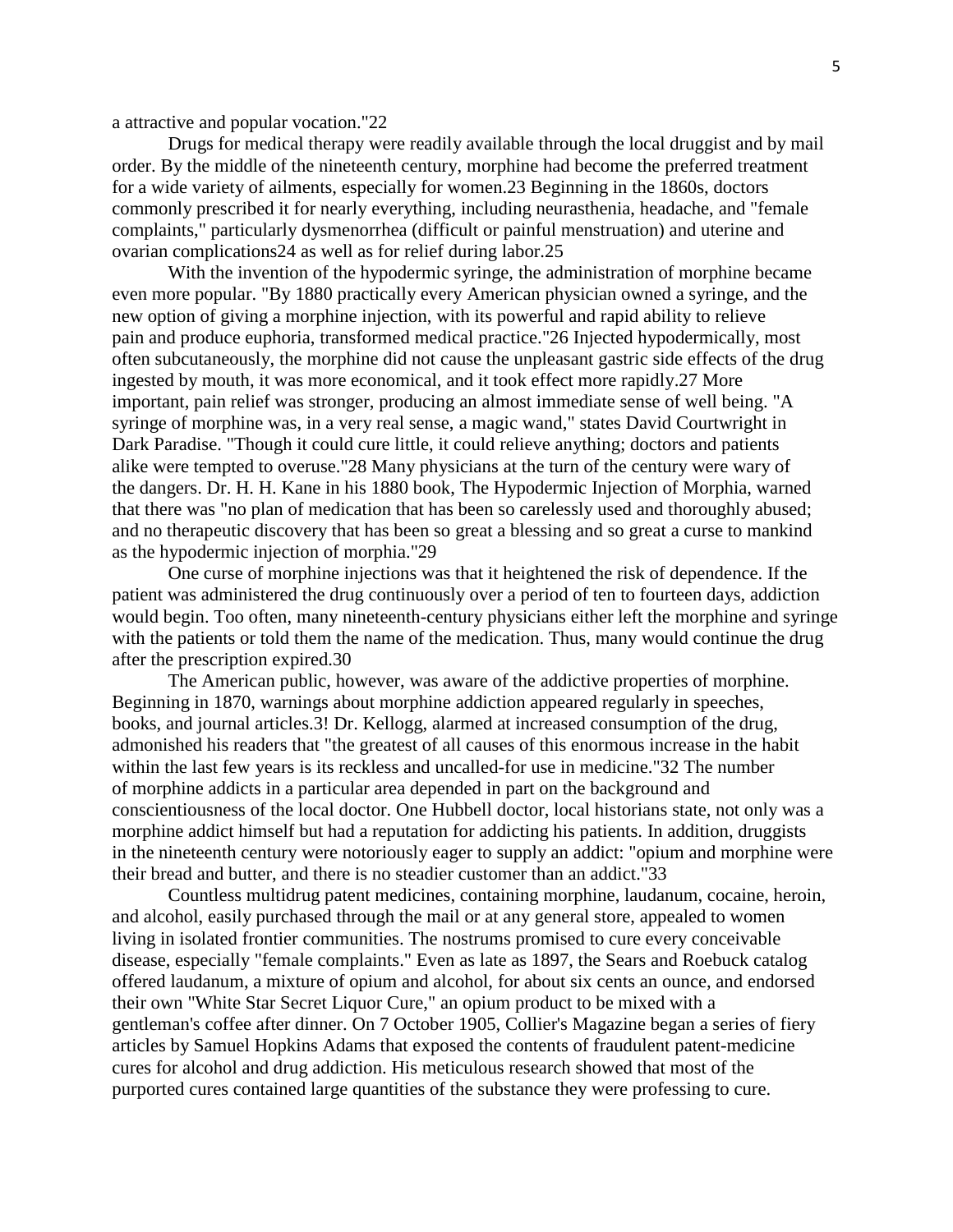a attractive and popular vocation."22

Drugs for medical therapy were readily available through the local druggist and by mail order. By the middle of the nineteenth century, morphine had become the preferred treatment for a wide variety of ailments, especially for women.23 Beginning in the 1860s, doctors commonly prescribed it for nearly everything, including neurasthenia, headache, and "female complaints," particularly dysmenorrhea (difficult or painful menstruation) and uterine and ovarian complications24 as well as for relief during labor.25

With the invention of the hypodermic syringe, the administration of morphine became even more popular. "By 1880 practically every American physician owned a syringe, and the new option of giving a morphine injection, with its powerful and rapid ability to relieve pain and produce euphoria, transformed medical practice."26 Injected hypodermically, most often subcutaneously, the morphine did not cause the unpleasant gastric side effects of the drug ingested by mouth, it was more economical, and it took effect more rapidly.27 More important, pain relief was stronger, producing an almost immediate sense of well being. "A syringe of morphine was, in a very real sense, a magic wand," states David Courtwright in Dark Paradise. "Though it could cure little, it could relieve anything; doctors and patients alike were tempted to overuse."28 Many physicians at the turn of the century were wary of the dangers. Dr. H. H. Kane in his 1880 book, The Hypodermic Injection of Morphia, warned that there was "no plan of medication that has been so carelessly used and thoroughly abused; and no therapeutic discovery that has been so great a blessing and so great a curse to mankind as the hypodermic injection of morphia."29

One curse of morphine injections was that it heightened the risk of dependence. If the patient was administered the drug continuously over a period of ten to fourteen days, addiction would begin. Too often, many nineteenth-century physicians either left the morphine and syringe with the patients or told them the name of the medication. Thus, many would continue the drug after the prescription expired.30

The American public, however, was aware of the addictive properties of morphine. Beginning in 1870, warnings about morphine addiction appeared regularly in speeches, books, and journal articles.3! Dr. Kellogg, alarmed at increased consumption of the drug, admonished his readers that "the greatest of all causes of this enormous increase in the habit within the last few years is its reckless and uncalled-for use in medicine."32 The number of morphine addicts in a particular area depended in part on the background and conscientiousness of the local doctor. One Hubbell doctor, local historians state, not only was a morphine addict himself but had a reputation for addicting his patients. In addition, druggists in the nineteenth century were notoriously eager to supply an addict: "opium and morphine were their bread and butter, and there is no steadier customer than an addict."33

Countless multidrug patent medicines, containing morphine, laudanum, cocaine, heroin, and alcohol, easily purchased through the mail or at any general store, appealed to women living in isolated frontier communities. The nostrums promised to cure every conceivable disease, especially "female complaints." Even as late as 1897, the Sears and Roebuck catalog offered laudanum, a mixture of opium and alcohol, for about six cents an ounce, and endorsed their own "White Star Secret Liquor Cure," an opium product to be mixed with a gentleman's coffee after dinner. On 7 October 1905, Collier's Magazine began a series of fiery articles by Samuel Hopkins Adams that exposed the contents of fraudulent patent-medicine cures for alcohol and drug addiction. His meticulous research showed that most of the purported cures contained large quantities of the substance they were professing to cure.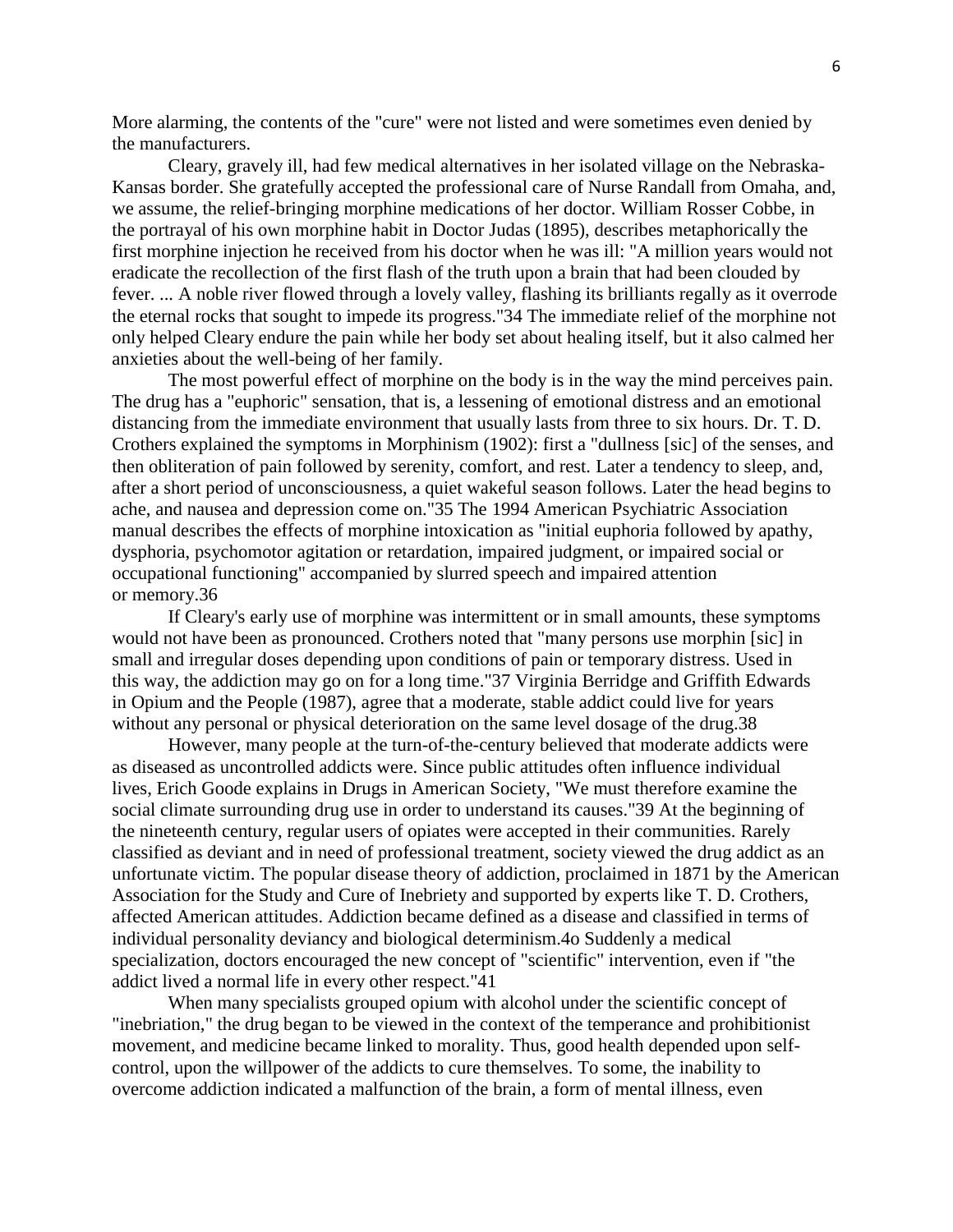More alarming, the contents of the "cure" were not listed and were sometimes even denied by the manufacturers.

Cleary, gravely ill, had few medical alternatives in her isolated village on the Nebraska-Kansas border. She gratefully accepted the professional care of Nurse Randall from Omaha, and, we assume, the relief-bringing morphine medications of her doctor. William Rosser Cobbe, in the portrayal of his own morphine habit in Doctor Judas (1895), describes metaphorically the first morphine injection he received from his doctor when he was ill: "A million years would not eradicate the recollection of the first flash of the truth upon a brain that had been clouded by fever. ... A noble river flowed through a lovely valley, flashing its brilliants regally as it overrode the eternal rocks that sought to impede its progress."[34] The immediate relief of the morphine not only helped Cleary endure the pain while her body set about healing itself, but it also calmed her anxieties about the well-being of her family.

The most powerful effect of morphine on the body is in the way the mind perceives pain. The drug has a "euphoric" sensation, that is, a lessening of emotional distress and an emotional distancing from the immediate environment that usually lasts from three to six hours. Dr. T. D. Crothers explained the symptoms in Morphinism (1902): first a "dullness [sic] of the senses, and then obliteration of pain followed by serenity, comfort, and rest. Later a tendency to sleep, and, after a short period of unconsciousness, a quiet wakeful season follows. Later the head begins to ache, and nausea and depression come on."[35] The 1994 American Psychiatric Association manual describes the effects of morphine intoxication as "initial euphoria followed by apathy, dysphoria, psychomotor agitation or retardation, impaired judgment, or impaired social or occupational functioning" accompanied by slurred speech and impaired attention or memory.[36]

If Cleary's early use of morphine was intermittent or in small amounts, these symptoms would not have been as pronounced. Crothers noted that "many persons use morphin [sic] in small and irregular doses depending upon conditions of pain or temporary distress. Used in this way, the addiction may go on for a long time."[37] Virginia Berridge and Griffith Edwards in Opium and the People (1987), agree that a moderate, stable addict could live for years without any personal or physical deterioration on the same level dosage of the drug.[38]

However, many people at the turn-of-the-century believed that moderate addicts were as diseased as uncontrolled addicts were. Since public attitudes often influence individual lives, Erich Goode explains in Drugs in American Society, "We must therefore examine the social climate surrounding drug use in order to understand its causes."[39] At the beginning of the nineteenth century, regular users of opiates were accepted in their communities. Rarely classified as deviant and in need of professional treatment, society viewed the drug addict as an unfortunate victim. The popular disease theory of addiction, proclaimed in 1871 by the American Association for the Study and Cure of Inebriety and supported by experts like T. D. Crothers, affected American attitudes. Addiction became defined as a disease and classified in terms of individual personality deviancy and biological determinism.[40] Suddenly a medical specialization, doctors encouraged the new concept of "scientific" intervention, even if "the addict lived a normal life in every other respect."[41]

When many specialists grouped opium with alcohol under the scientific concept of "inebriation," the drug began to be viewed in the context of the temperance and prohibitionist movement, and medicine became linked to morality. Thus, good health depended upon self-control, upon the willpower of the addicts to cure themselves. To some, the inability to overcome addiction indicated a malfunction of the brain, a form of mental illness, even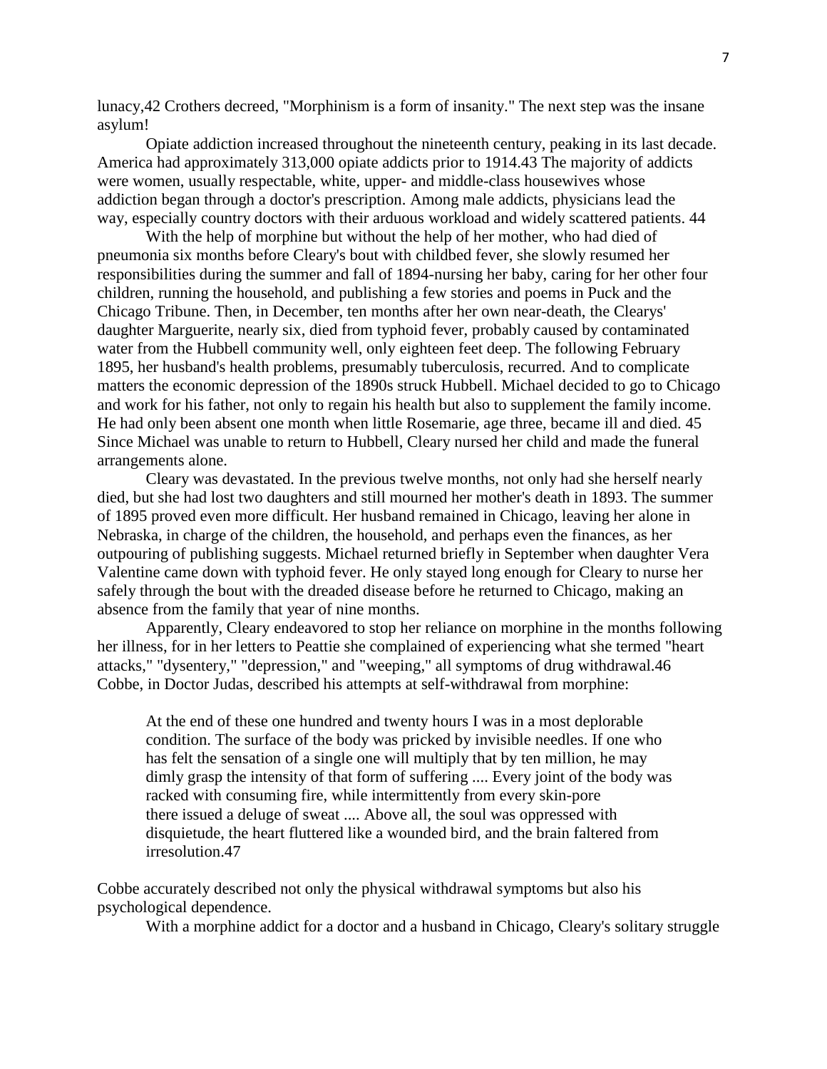lunacy,[42] Crothers decreed, "Morphinism is a form of insanity." The next step was the insane asylum!

Opiate addiction increased throughout the nineteenth century, peaking in its last decade. America had approximately 313,000 opiate addicts prior to 1914.[43] The majority of addicts were women, usually respectable, white, upper- and middle-class housewives whose addiction began through a doctor's prescription. Among male addicts, physicians lead the way, especially country doctors with their arduous workload and widely scattered patients. [44]

With the help of morphine but without the help of her mother, who had died of pneumonia six months before Cleary's bout with childbed fever, she slowly resumed her responsibilities during the summer and fall of 1894-nursing her baby, caring for her other four children, running the household, and publishing a few stories and poems in Puck and the Chicago Tribune. Then, in December, ten months after her own near-death, the Clearys' daughter Marguerite, nearly six, died from typhoid fever, probably caused by contaminated water from the Hubbell community well, only eighteen feet deep. The following February 1895, her husband's health problems, presumably tuberculosis, recurred. And to complicate matters the economic depression of the 1890s struck Hubbell. Michael decided to go to Chicago and work for his father, not only to regain his health but also to supplement the family income. He had only been absent one month when little Rosemarie, age three, became ill and died. [45] Since Michael was unable to return to Hubbell, Cleary nursed her child and made the funeral arrangements alone.

Cleary was devastated. In the previous twelve months, not only had she herself nearly died, but she had lost two daughters and still mourned her mother's death in 1893. The summer of 1895 proved even more difficult. Her husband remained in Chicago, leaving her alone in Nebraska, in charge of the children, the household, and perhaps even the finances, as her outpouring of publishing suggests. Michael returned briefly in September when daughter Vera Valentine came down with typhoid fever. He only stayed long enough for Cleary to nurse her safely through the bout with the dreaded disease before he returned to Chicago, making an absence from the family that year of nine months.

Apparently, Cleary endeavored to stop her reliance on morphine in the months following her illness, for in her letters to Peattie she complained of experiencing what she termed "heart attacks," "dysentery," "depression," and "weeping," all symptoms of drug withdrawal.[46] Cobbe, in Doctor Judas, described his attempts at self-withdrawal from morphine:

> At the end of these one hundred and twenty hours I was in a most deplorable condition. The surface of the body was pricked by invisible needles. If one who has felt the sensation of a single one will multiply that by ten million, he may dimly grasp the intensity of that form of suffering .... Every joint of the body was racked with consuming fire, while intermittently from every skin-pore there issued a deluge of sweat .... Above all, the soul was oppressed with disquietude, the heart fluttered like a wounded bird, and the brain faltered from irresolution.[47]

Cobbe accurately described not only the physical withdrawal symptoms but also his psychological dependence.

With a morphine addict for a doctor and a husband in Chicago, Cleary's solitary struggle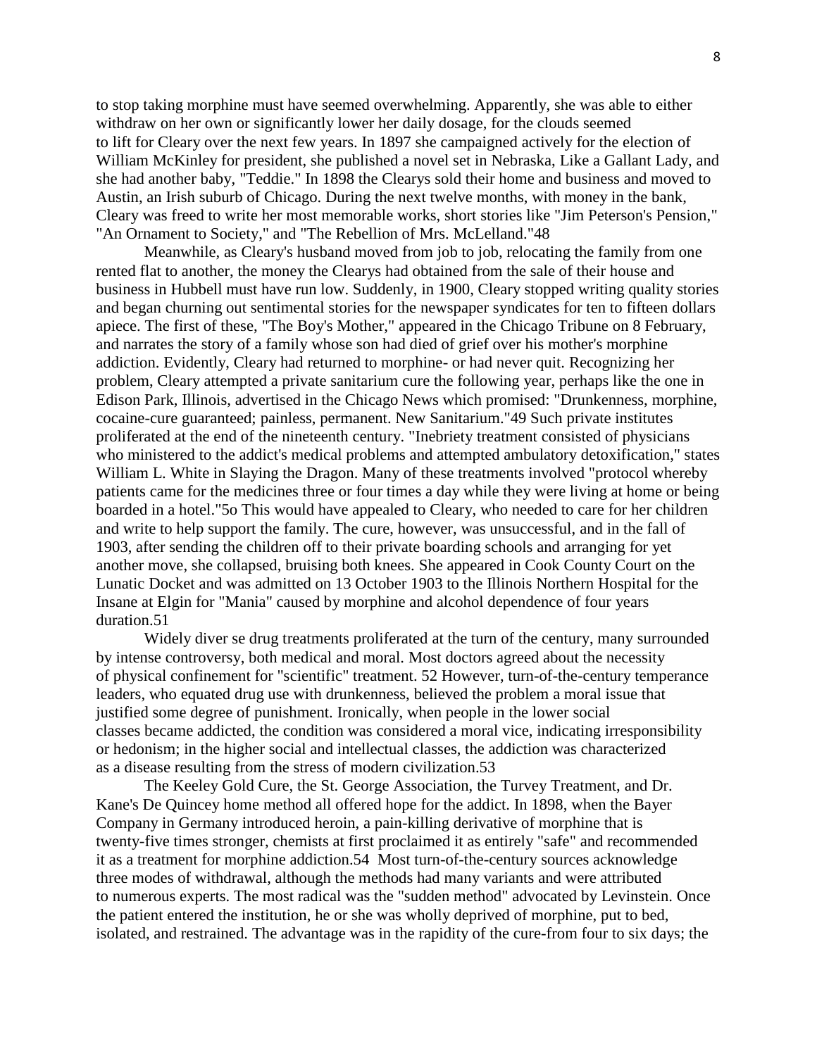to stop taking morphine must have seemed overwhelming. Apparently, she was able to either withdraw on her own or significantly lower her daily dosage, for the clouds seemed to lift for Cleary over the next few years. In 1897 she campaigned actively for the election of William McKinley for president, she published a novel set in Nebraska, Like a Gallant Lady, and she had another baby, "Teddie." In 1898 the Clearys sold their home and business and moved to Austin, an Irish suburb of Chicago. During the next twelve months, with money in the bank, Cleary was freed to write her most memorable works, short stories like "Jim Peterson's Pension," "An Ornament to Society," and "The Rebellion of Mrs. McLelland."[48]

Meanwhile, as Cleary's husband moved from job to job, relocating the family from one rented flat to another, the money the Clearys had obtained from the sale of their house and business in Hubbell must have run low. Suddenly, in 1900, Cleary stopped writing quality stories and began churning out sentimental stories for the newspaper syndicates for ten to fifteen dollars apiece. The first of these, "The Boy's Mother," appeared in the Chicago Tribune on 8 February, and narrates the story of a family whose son had died of grief over his mother's morphine addiction. Evidently, Cleary had returned to morphine- or had never quit. Recognizing her problem, Cleary attempted a private sanitarium cure the following year, perhaps like the one in Edison Park, Illinois, advertised in the Chicago News which promised: "Drunkenness, morphine, cocaine-cure guaranteed; painless, permanent. New Sanitarium."[49] Such private institutes proliferated at the end of the nineteenth century. "Inebriety treatment consisted of physicians who ministered to the addict's medical problems and attempted ambulatory detoxification," states William L. White in Slaying the Dragon. Many of these treatments involved "protocol whereby patients came for the medicines three or four times a day while they were living at home or being boarded in a hotel."[50] This would have appealed to Cleary, who needed to care for her children and write to help support the family. The cure, however, was unsuccessful, and in the fall of 1903, after sending the children off to their private boarding schools and arranging for yet another move, she collapsed, bruising both knees. She appeared in Cook County Court on the Lunatic Docket and was admitted on 13 October 1903 to the Illinois Northern Hospital for the Insane at Elgin for "Mania" caused by morphine and alcohol dependence of four years duration.[51]

Widely diver se drug treatments proliferated at the turn of the century, many surrounded by intense controversy, both medical and moral. Most doctors agreed about the necessity of physical confinement for "scientific" treatment.[52] However, turn-of-the-century temperance leaders, who equated drug use with drunkenness, believed the problem a moral issue that justified some degree of punishment. Ironically, when people in the lower social classes became addicted, the condition was considered a moral vice, indicating irresponsibility or hedonism; in the higher social and intellectual classes, the addiction was characterized as a disease resulting from the stress of modern civilization.[53]

The Keeley Gold Cure, the St. George Association, the Turvey Treatment, and Dr. Kane's De Quincey home method all offered hope for the addict. In 1898, when the Bayer Company in Germany introduced heroin, a pain-killing derivative of morphine that is twenty-five times stronger, chemists at first proclaimed it as entirely "safe" and recommended it as a treatment for morphine addiction.[54] Most turn-of-the-century sources acknowledge three modes of withdrawal, although the methods had many variants and were attributed to numerous experts. The most radical was the "sudden method" advocated by Levinstein. Once the patient entered the institution, he or she was wholly deprived of morphine, put to bed, isolated, and restrained. The advantage was in the rapidity of the cure-from four to six days; the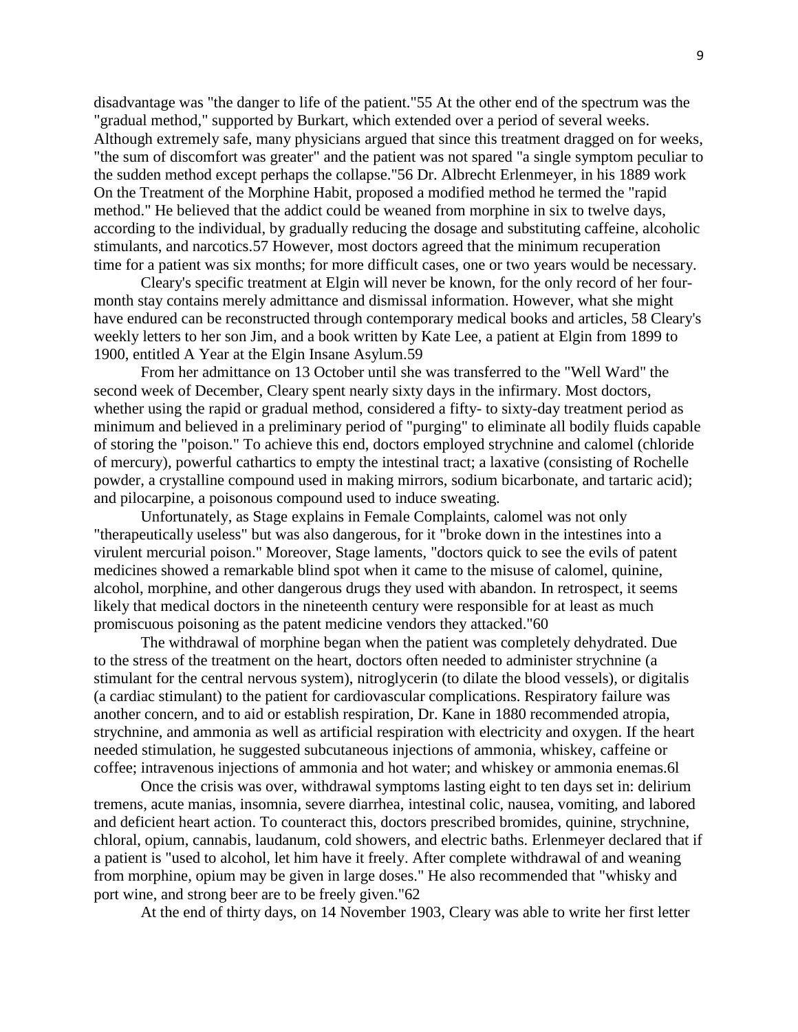disadvantage was "the danger to life of the patient."[55] At the other end of the spectrum was the "gradual method," supported by Burkart, which extended over a period of several weeks. Although extremely safe, many physicians argued that since this treatment dragged on for weeks, "the sum of discomfort was greater" and the patient was not spared "a single symptom peculiar to the sudden method except perhaps the collapse."[56] Dr. Albrecht Erlenmeyer, in his 1889 work On the Treatment of the Morphine Habit, proposed a modified method he termed the "rapid method." He believed that the addict could be weaned from morphine in six to twelve days, according to the individual, by gradually reducing the dosage and substituting caffeine, alcoholic stimulants, and narcotics.[57] However, most doctors agreed that the minimum recuperation time for a patient was six months; for more difficult cases, one or two years would be necessary.

Cleary's specific treatment at Elgin will never be known, for the only record of her four-month stay contains merely admittance and dismissal information. However, what she might have endured can be reconstructed through contemporary medical books and articles, [58] Cleary's weekly letters to her son Jim, and a book written by Kate Lee, a patient at Elgin from 1899 to 1900, entitled A Year at the Elgin Insane Asylum.[59]

From her admittance on 13 October until she was transferred to the "Well Ward" the second week of December, Cleary spent nearly sixty days in the infirmary. Most doctors, whether using the rapid or gradual method, considered a fifty- to sixty-day treatment period as minimum and believed in a preliminary period of "purging" to eliminate all bodily fluids capable of storing the "poison." To achieve this end, doctors employed strychnine and calomel (chloride of mercury), powerful cathartics to empty the intestinal tract; a laxative (consisting of Rochelle powder, a crystalline compound used in making mirrors, sodium bicarbonate, and tartaric acid); and pilocarpine, a poisonous compound used to induce sweating.

Unfortunately, as Stage explains in Female Complaints, calomel was not only "therapeutically useless" but was also dangerous, for it "broke down in the intestines into a virulent mercurial poison." Moreover, Stage laments, "doctors quick to see the evils of patent medicines showed a remarkable blind spot when it came to the misuse of calomel, quinine, alcohol, morphine, and other dangerous drugs they used with abandon. In retrospect, it seems likely that medical doctors in the nineteenth century were responsible for at least as much promiscuous poisoning as the patent medicine vendors they attacked."[60]

The withdrawal of morphine began when the patient was completely dehydrated. Due to the stress of the treatment on the heart, doctors often needed to administer strychnine (a stimulant for the central nervous system), nitroglycerin (to dilate the blood vessels), or digitalis (a cardiac stimulant) to the patient for cardiovascular complications. Respiratory failure was another concern, and to aid or establish respiration, Dr. Kane in 1880 recommended atropia, strychnine, and ammonia as well as artificial respiration with electricity and oxygen. If the heart needed stimulation, he suggested subcutaneous injections of ammonia, whiskey, caffeine or coffee; intravenous injections of ammonia and hot water; and whiskey or ammonia enemas.[61]

Once the crisis was over, withdrawal symptoms lasting eight to ten days set in: delirium tremens, acute manias, insomnia, severe diarrhea, intestinal colic, nausea, vomiting, and labored and deficient heart action. To counteract this, doctors prescribed bromides, quinine, strychnine, chloral, opium, cannabis, laudanum, cold showers, and electric baths. Erlenmeyer declared that if a patient is "used to alcohol, let him have it freely. After complete withdrawal of and weaning from morphine, opium may be given in large doses." He also recommended that "whisky and port wine, and strong beer are to be freely given."[62]

At the end of thirty days, on 14 November 1903, Cleary was able to write her first letter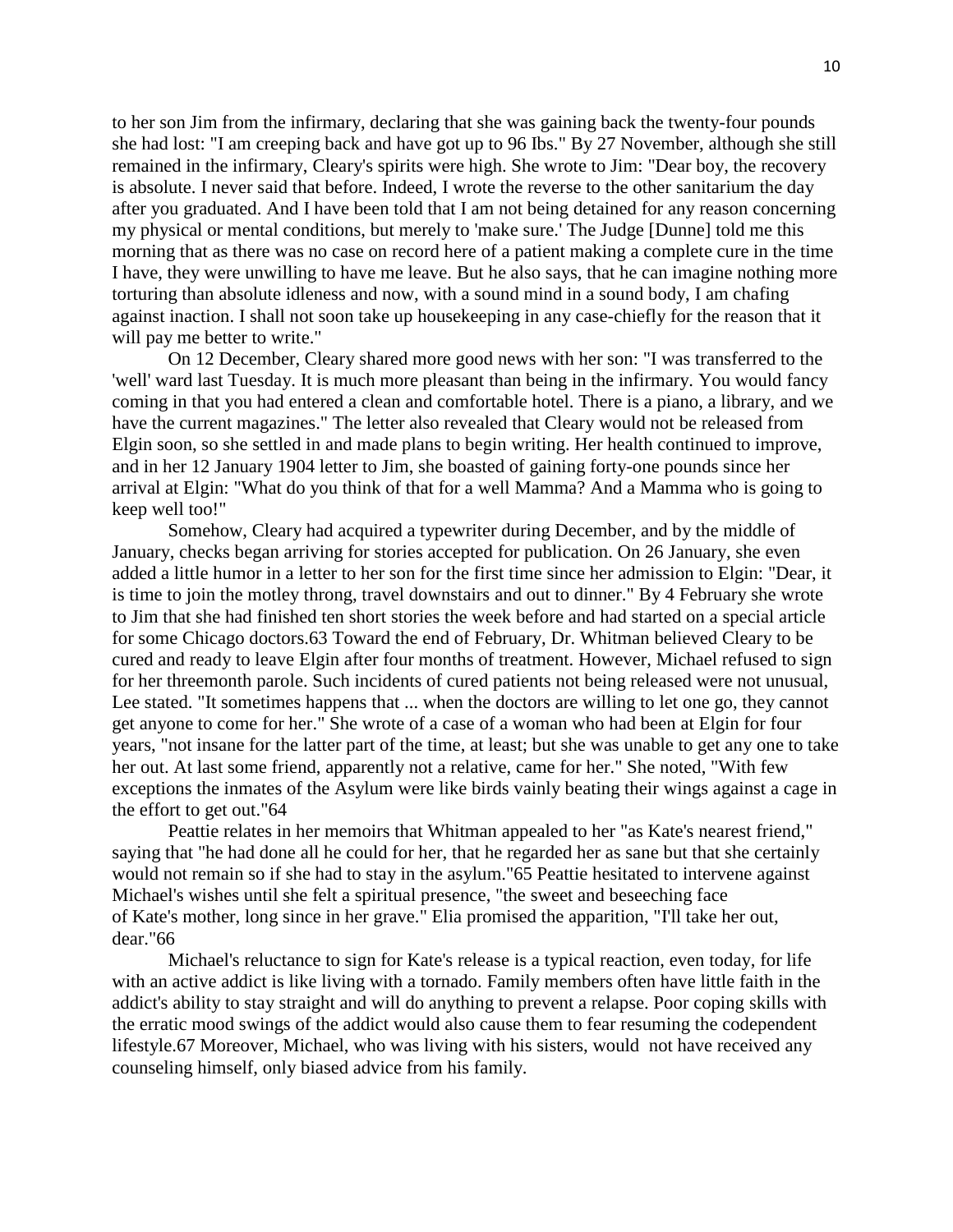to her son Jim from the infirmary, declaring that she was gaining back the twenty-four pounds she had lost: "I am creeping back and have got up to 96 Ibs." By 27 November, although she still remained in the infirmary, Cleary's spirits were high. She wrote to Jim: "Dear boy, the recovery is absolute. I never said that before. Indeed, I wrote the reverse to the other sanitarium the day after you graduated. And I have been told that I am not being detained for any reason concerning my physical or mental conditions, but merely to 'make sure.' The Judge [Dunne] told me this morning that as there was no case on record here of a patient making a complete cure in the time I have, they were unwilling to have me leave. But he also says, that he can imagine nothing more torturing than absolute idleness and now, with a sound mind in a sound body, I am chafing against inaction. I shall not soon take up housekeeping in any case-chiefly for the reason that it will pay me better to write."

On 12 December, Cleary shared more good news with her son: "I was transferred to the 'well' ward last Tuesday. It is much more pleasant than being in the infirmary. You would fancy coming in that you had entered a clean and comfortable hotel. There is a piano, a library, and we have the current magazines." The letter also revealed that Cleary would not be released from Elgin soon, so she settled in and made plans to begin writing. Her health continued to improve, and in her 12 January 1904 letter to Jim, she boasted of gaining forty-one pounds since her arrival at Elgin: "What do you think of that for a well Mamma? And a Mamma who is going to keep well too!"

Somehow, Cleary had acquired a typewriter during December, and by the middle of January, checks began arriving for stories accepted for publication. On 26 January, she even added a little humor in a letter to her son for the first time since her admission to Elgin: "Dear, it is time to join the motley throng, travel downstairs and out to dinner." By 4 February she wrote to Jim that she had finished ten short stories the week before and had started on a special article for some Chicago doctors.63 Toward the end of February, Dr. Whitman believed Cleary to be cured and ready to leave Elgin after four months of treatment. However, Michael refused to sign for her threemonth parole. Such incidents of cured patients not being released were not unusual, Lee stated. "It sometimes happens that ... when the doctors are willing to let one go, they cannot get anyone to come for her." She wrote of a case of a woman who had been at Elgin for four years, "not insane for the latter part of the time, at least; but she was unable to get any one to take her out. At last some friend, apparently not a relative, came for her." She noted, "With few exceptions the inmates of the Asylum were like birds vainly beating their wings against a cage in the effort to get out."64

Peattie relates in her memoirs that Whitman appealed to her "as Kate's nearest friend," saying that "he had done all he could for her, that he regarded her as sane but that she certainly would not remain so if she had to stay in the asylum."65 Peattie hesitated to intervene against Michael's wishes until she felt a spiritual presence, "the sweet and beseeching face of Kate's mother, long since in her grave." Elia promised the apparition, "I'll take her out, dear."66

Michael's reluctance to sign for Kate's release is a typical reaction, even today, for life with an active addict is like living with a tornado. Family members often have little faith in the addict's ability to stay straight and will do anything to prevent a relapse. Poor coping skills with the erratic mood swings of the addict would also cause them to fear resuming the codependent lifestyle.67 Moreover, Michael, who was living with his sisters, would not have received any counseling himself, only biased advice from his family.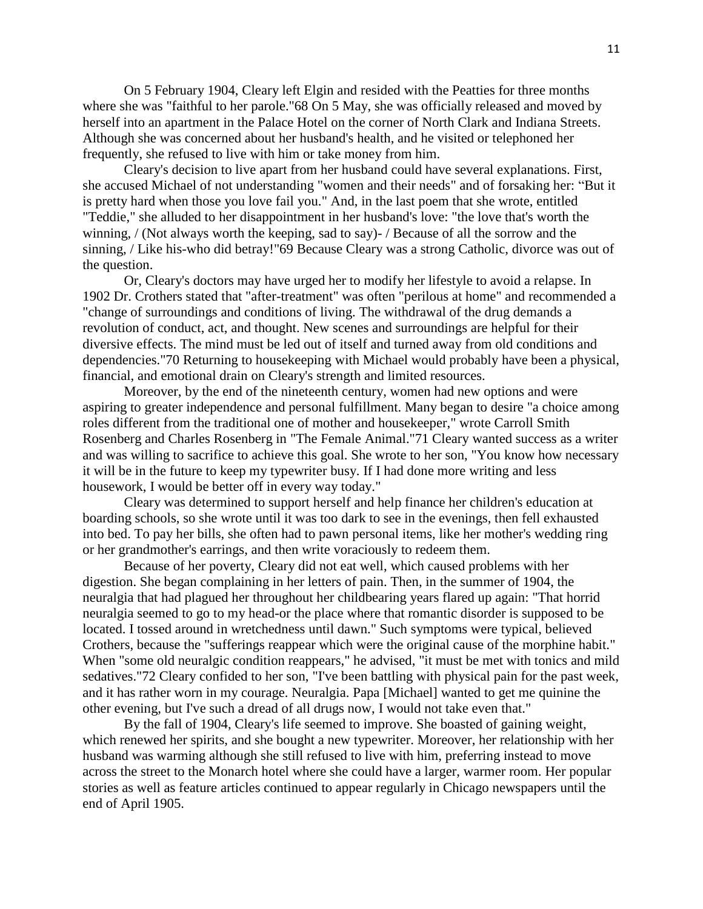On 5 February 1904, Cleary left Elgin and resided with the Peatties for three months where she was "faithful to her parole."[68] On 5 May, she was officially released and moved by herself into an apartment in the Palace Hotel on the corner of North Clark and Indiana Streets. Although she was concerned about her husband's health, and he visited or telephoned her frequently, she refused to live with him or take money from him.

Cleary's decision to live apart from her husband could have several explanations. First, she accused Michael of not understanding "women and their needs" and of forsaking her: "But it is pretty hard when those you love fail you." And, in the last poem that she wrote, entitled "Teddie," she alluded to her disappointment in her husband's love: "the love that's worth the winning, / (Not always worth the keeping, sad to say)- / Because of all the sorrow and the sinning, / Like his-who did betray!"[69] Because Cleary was a strong Catholic, divorce was out of the question.

Or, Cleary's doctors may have urged her to modify her lifestyle to avoid a relapse. In 1902 Dr. Crothers stated that "after-treatment" was often "perilous at home" and recommended a "change of surroundings and conditions of living. The withdrawal of the drug demands a revolution of conduct, act, and thought. New scenes and surroundings are helpful for their diversive effects. The mind must be led out of itself and turned away from old conditions and dependencies."[70] Returning to housekeeping with Michael would probably have been a physical, financial, and emotional drain on Cleary's strength and limited resources.

Moreover, by the end of the nineteenth century, women had new options and were aspiring to greater independence and personal fulfillment. Many began to desire "a choice among roles different from the traditional one of mother and housekeeper," wrote Carroll Smith Rosenberg and Charles Rosenberg in "The Female Animal."[71] Cleary wanted success as a writer and was willing to sacrifice to achieve this goal. She wrote to her son, "You know how necessary it will be in the future to keep my typewriter busy. If I had done more writing and less housework, I would be better off in every way today."

Cleary was determined to support herself and help finance her children's education at boarding schools, so she wrote until it was too dark to see in the evenings, then fell exhausted into bed. To pay her bills, she often had to pawn personal items, like her mother's wedding ring or her grandmother's earrings, and then write voraciously to redeem them.

Because of her poverty, Cleary did not eat well, which caused problems with her digestion. She began complaining in her letters of pain. Then, in the summer of 1904, the neuralgia that had plagued her throughout her childbearing years flared up again: "That horrid neuralgia seemed to go to my head-or the place where that romantic disorder is supposed to be located. I tossed around in wretchedness until dawn." Such symptoms were typical, believed Crothers, because the "sufferings reappear which were the original cause of the morphine habit." When "some old neuralgic condition reappears," he advised, "it must be met with tonics and mild sedatives."[72] Cleary confided to her son, "I've been battling with physical pain for the past week, and it has rather worn in my courage. Neuralgia. Papa [Michael] wanted to get me quinine the other evening, but I've such a dread of all drugs now, I would not take even that."

By the fall of 1904, Cleary's life seemed to improve. She boasted of gaining weight, which renewed her spirits, and she bought a new typewriter. Moreover, her relationship with her husband was warming although she still refused to live with him, preferring instead to move across the street to the Monarch hotel where she could have a larger, warmer room. Her popular stories as well as feature articles continued to appear regularly in Chicago newspapers until the end of April 1905.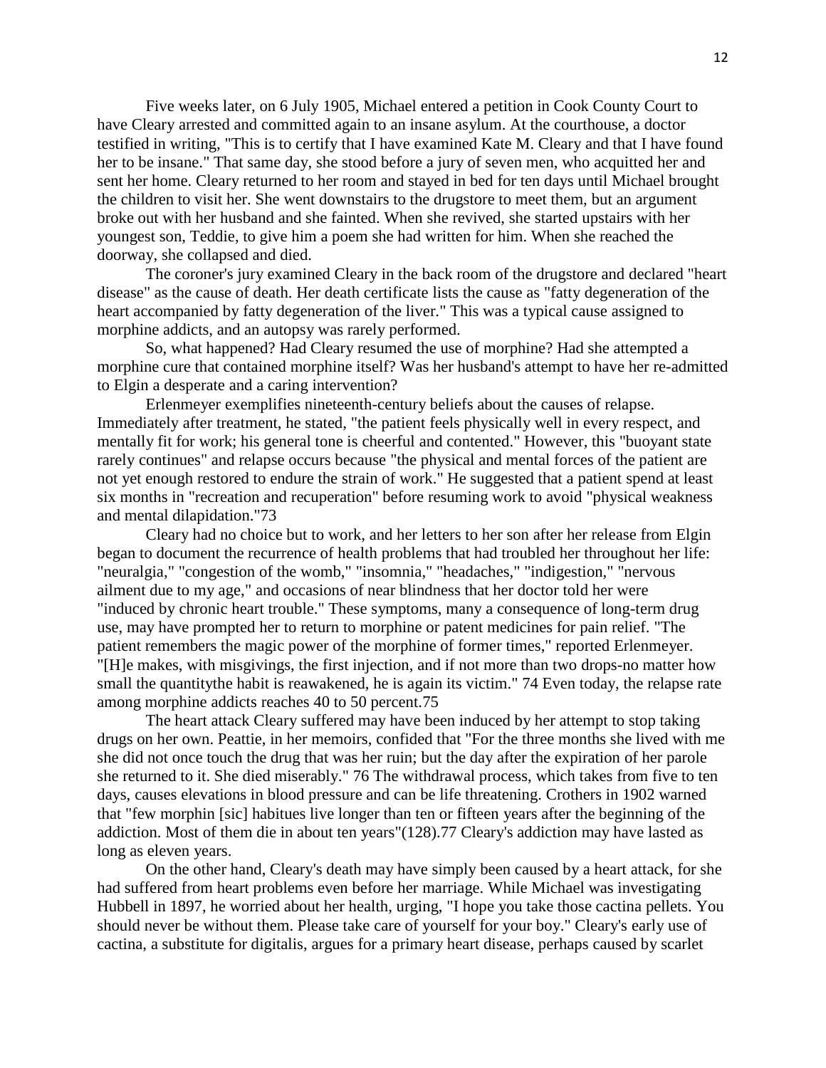Five weeks later, on 6 July 1905, Michael entered a petition in Cook County Court to have Cleary arrested and committed again to an insane asylum. At the courthouse, a doctor testified in writing, "This is to certify that I have examined Kate M. Cleary and that I have found her to be insane." That same day, she stood before a jury of seven men, who acquitted her and sent her home. Cleary returned to her room and stayed in bed for ten days until Michael brought the children to visit her. She went downstairs to the drugstore to meet them, but an argument broke out with her husband and she fainted. When she revived, she started upstairs with her youngest son, Teddie, to give him a poem she had written for him. When she reached the doorway, she collapsed and died.

The coroner's jury examined Cleary in the back room of the drugstore and declared "heart disease" as the cause of death. Her death certificate lists the cause as "fatty degeneration of the heart accompanied by fatty degeneration of the liver." This was a typical cause assigned to morphine addicts, and an autopsy was rarely performed.

So, what happened? Had Cleary resumed the use of morphine? Had she attempted a morphine cure that contained morphine itself? Was her husband's attempt to have her re-admitted to Elgin a desperate and a caring intervention?

Erlenmeyer exemplifies nineteenth-century beliefs about the causes of relapse. Immediately after treatment, he stated, "the patient feels physically well in every respect, and mentally fit for work; his general tone is cheerful and contented." However, this "buoyant state rarely continues" and relapse occurs because "the physical and mental forces of the patient are not yet enough restored to endure the strain of work." He suggested that a patient spend at least six months in "recreation and recuperation" before resuming work to avoid "physical weakness and mental dilapidation."73

Cleary had no choice but to work, and her letters to her son after her release from Elgin began to document the recurrence of health problems that had troubled her throughout her life: "neuralgia," "congestion of the womb," "insomnia," "headaches," "indigestion," "nervous ailment due to my age," and occasions of near blindness that her doctor told her were "induced by chronic heart trouble." These symptoms, many a consequence of long-term drug use, may have prompted her to return to morphine or patent medicines for pain relief. "The patient remembers the magic power of the morphine of former times," reported Erlenmeyer. "[H]e makes, with misgivings, the first injection, and if not more than two drops-no matter how small the quantitythe habit is reawakened, he is again its victim." 74 Even today, the relapse rate among morphine addicts reaches 40 to 50 percent.75

The heart attack Cleary suffered may have been induced by her attempt to stop taking drugs on her own. Peattie, in her memoirs, confided that "For the three months she lived with me she did not once touch the drug that was her ruin; but the day after the expiration of her parole she returned to it. She died miserably." 76 The withdrawal process, which takes from five to ten days, causes elevations in blood pressure and can be life threatening. Crothers in 1902 warned that "few morphin [sic] habitues live longer than ten or fifteen years after the beginning of the addiction. Most of them die in about ten years"(128).77 Cleary's addiction may have lasted as long as eleven years.

On the other hand, Cleary's death may have simply been caused by a heart attack, for she had suffered from heart problems even before her marriage. While Michael was investigating Hubbell in 1897, he worried about her health, urging, "I hope you take those cactina pellets. You should never be without them. Please take care of yourself for your boy." Cleary's early use of cactina, a substitute for digitalis, argues for a primary heart disease, perhaps caused by scarlet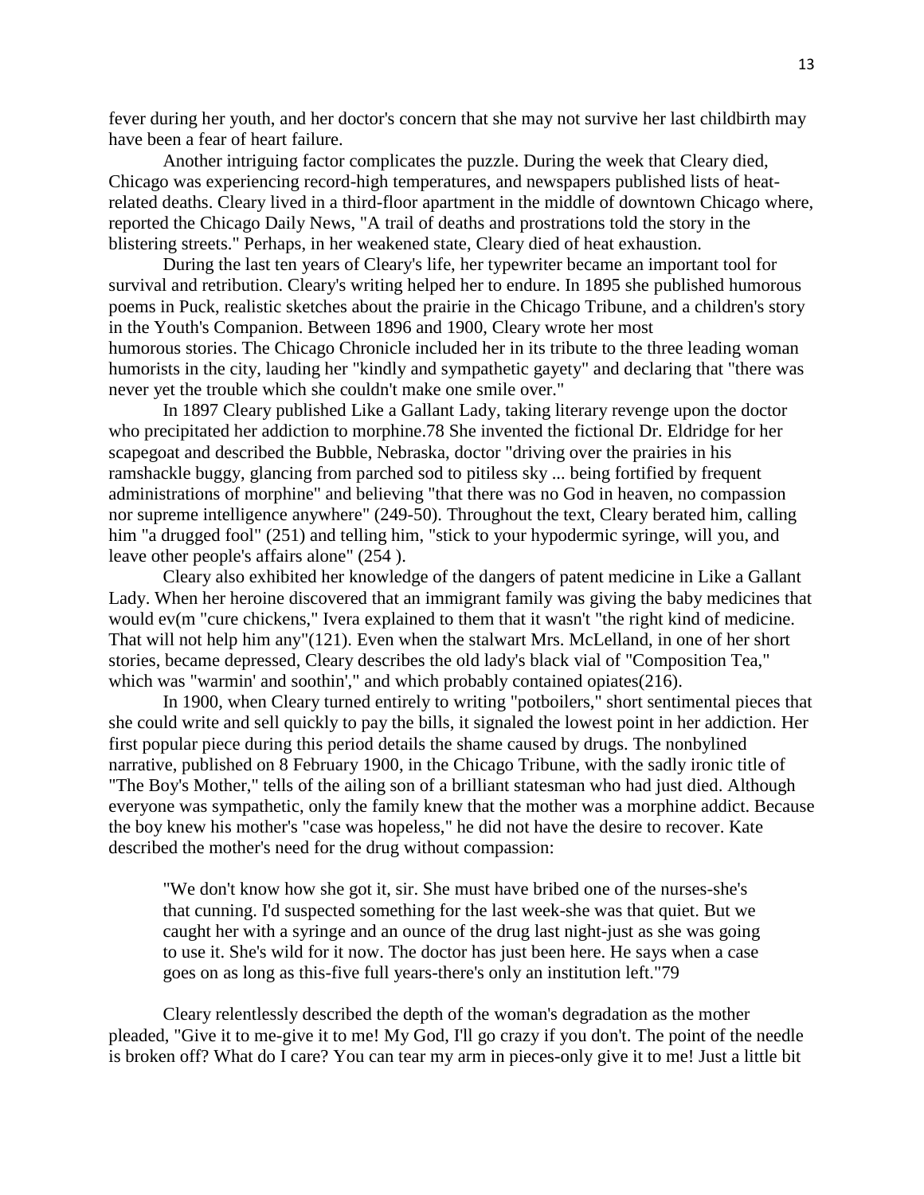fever during her youth, and her doctor's concern that she may not survive her last childbirth may have been a fear of heart failure.

Another intriguing factor complicates the puzzle. During the week that Cleary died, Chicago was experiencing record-high temperatures, and newspapers published lists of heat-related deaths. Cleary lived in a third-floor apartment in the middle of downtown Chicago where, reported the Chicago Daily News, "A trail of deaths and prostrations told the story in the blistering streets." Perhaps, in her weakened state, Cleary died of heat exhaustion.

During the last ten years of Cleary's life, her typewriter became an important tool for survival and retribution. Cleary's writing helped her to endure. In 1895 she published humorous poems in Puck, realistic sketches about the prairie in the Chicago Tribune, and a children's story in the Youth's Companion. Between 1896 and 1900, Cleary wrote her most humorous stories. The Chicago Chronicle included her in its tribute to the three leading woman humorists in the city, lauding her "kindly and sympathetic gayety" and declaring that "there was never yet the trouble which she couldn't make one smile over."

In 1897 Cleary published Like a Gallant Lady, taking literary revenge upon the doctor who precipitated her addiction to morphine.78 She invented the fictional Dr. Eldridge for her scapegoat and described the Bubble, Nebraska, doctor "driving over the prairies in his ramshackle buggy, glancing from parched sod to pitiless sky ... being fortified by frequent administrations of morphine" and believing "that there was no God in heaven, no compassion nor supreme intelligence anywhere" (249-50). Throughout the text, Cleary berated him, calling him "a drugged fool" (251) and telling him, "stick to your hypodermic syringe, will you, and leave other people's affairs alone" (254 ).

Cleary also exhibited her knowledge of the dangers of patent medicine in Like a Gallant Lady. When her heroine discovered that an immigrant family was giving the baby medicines that would ev(m "cure chickens," Ivera explained to them that it wasn't "the right kind of medicine. That will not help him any"(121). Even when the stalwart Mrs. McLelland, in one of her short stories, became depressed, Cleary describes the old lady's black vial of "Composition Tea," which was "warmin' and soothin'," and which probably contained opiates(216).

In 1900, when Cleary turned entirely to writing "potboilers," short sentimental pieces that she could write and sell quickly to pay the bills, it signaled the lowest point in her addiction. Her first popular piece during this period details the shame caused by drugs. The nonbylined narrative, published on 8 February 1900, in the Chicago Tribune, with the sadly ironic title of "The Boy's Mother," tells of the ailing son of a brilliant statesman who had just died. Although everyone was sympathetic, only the family knew that the mother was a morphine addict. Because the boy knew his mother's "case was hopeless," he did not have the desire to recover. Kate described the mother's need for the drug without compassion:

> "We don't know how she got it, sir. She must have bribed one of the nurses-she's that cunning. I'd suspected something for the last week-she was that quiet. But we caught her with a syringe and an ounce of the drug last night-just as she was going to use it. She's wild for it now. The doctor has just been here. He says when a case goes on as long as this-five full years-there's only an institution left."79

Cleary relentlessly described the depth of the woman's degradation as the mother pleaded, "Give it to me-give it to me! My God, I'll go crazy if you don't. The point of the needle is broken off? What do I care? You can tear my arm in pieces-only give it to me! Just a little bit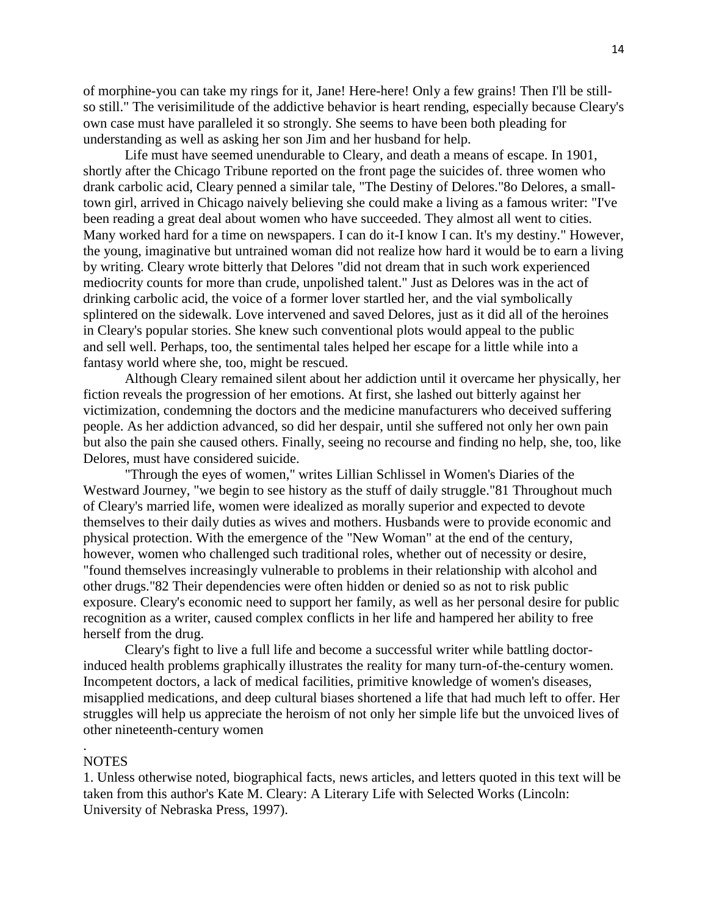of morphine-you can take my rings for it, Jane! Here-here! Only a few grains! Then I'll be still-so still." The verisimilitude of the addictive behavior is heart rending, especially because Cleary's own case must have paralleled it so strongly. She seems to have been both pleading for understanding as well as asking her son Jim and her husband for help.

Life must have seemed unendurable to Cleary, and death a means of escape. In 1901, shortly after the Chicago Tribune reported on the front page the suicides of. three women who drank carbolic acid, Cleary penned a similar tale, "The Destiny of Delores."[80] Delores, a small-town girl, arrived in Chicago naively believing she could make a living as a famous writer: "I've been reading a great deal about women who have succeeded. They almost all went to cities. Many worked hard for a time on newspapers. I can do it-I know I can. It's my destiny." However, the young, imaginative but untrained woman did not realize how hard it would be to earn a living by writing. Cleary wrote bitterly that Delores "did not dream that in such work experienced mediocrity counts for more than crude, unpolished talent." Just as Delores was in the act of drinking carbolic acid, the voice of a former lover startled her, and the vial symbolically splintered on the sidewalk. Love intervened and saved Delores, just as it did all of the heroines in Cleary's popular stories. She knew such conventional plots would appeal to the public and sell well. Perhaps, too, the sentimental tales helped her escape for a little while into a fantasy world where she, too, might be rescued.

Although Cleary remained silent about her addiction until it overcame her physically, her fiction reveals the progression of her emotions. At first, she lashed out bitterly against her victimization, condemning the doctors and the medicine manufacturers who deceived suffering people. As her addiction advanced, so did her despair, until she suffered not only her own pain but also the pain she caused others. Finally, seeing no recourse and finding no help, she, too, like Delores, must have considered suicide.

"Through the eyes of women," writes Lillian Schlissel in Women's Diaries of the Westward Journey, "we begin to see history as the stuff of daily struggle."[81] Throughout much of Cleary's married life, women were idealized as morally superior and expected to devote themselves to their daily duties as wives and mothers. Husbands were to provide economic and physical protection. With the emergence of the "New Woman" at the end of the century, however, women who challenged such traditional roles, whether out of necessity or desire, "found themselves increasingly vulnerable to problems in their relationship with alcohol and other drugs."[82] Their dependencies were often hidden or denied so as not to risk public exposure. Cleary's economic need to support her family, as well as her personal desire for public recognition as a writer, caused complex conflicts in her life and hampered her ability to free herself from the drug.

Cleary's fight to live a full life and become a successful writer while battling doctor-induced health problems graphically illustrates the reality for many turn-of-the-century women. Incompetent doctors, a lack of medical facilities, primitive knowledge of women's diseases, misapplied medications, and deep cultural biases shortened a life that had much left to offer. Her struggles will help us appreciate the heroism of not only her simple life but the unvoiced lives of other nineteenth-century women

.

NOTES

1. Unless otherwise noted, biographical facts, news articles, and letters quoted in this text will be taken from this author's Kate M. Cleary: A Literary Life with Selected Works (Lincoln: University of Nebraska Press, 1997).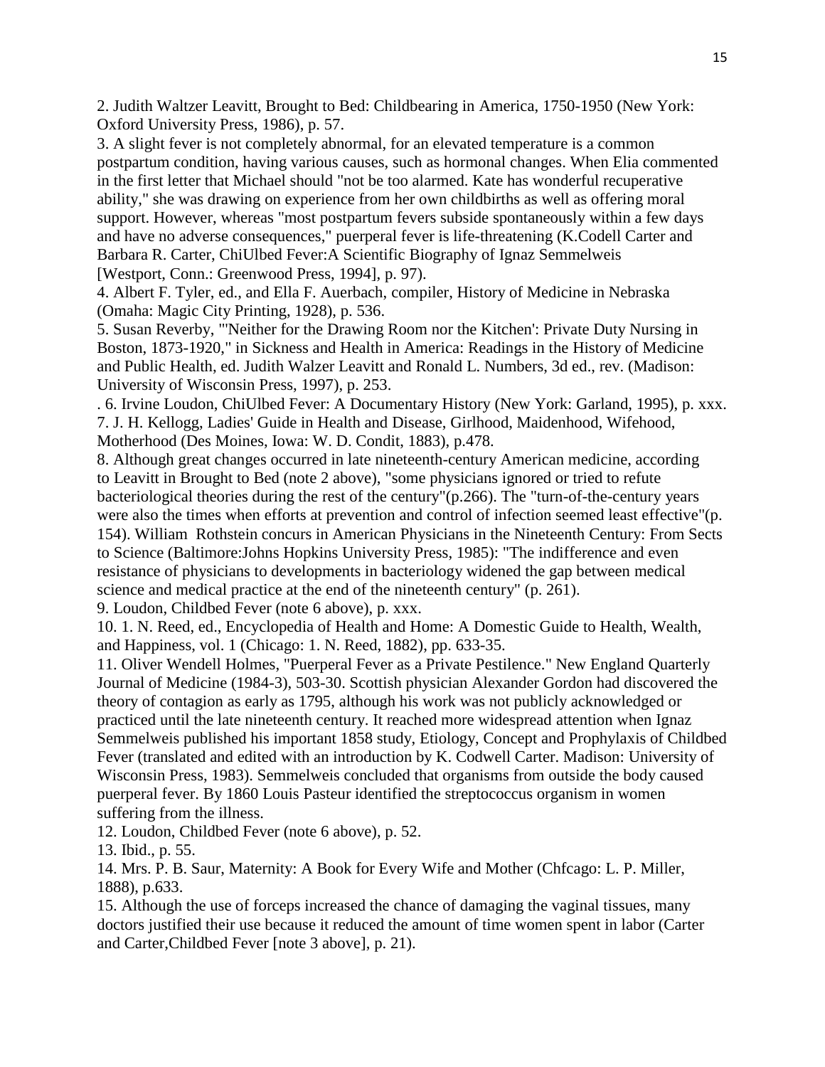2. Judith Waltzer Leavitt, Brought to Bed: Childbearing in America, 1750-1950 (New York: Oxford University Press, 1986), p. 57.

3. A slight fever is not completely abnormal, for an elevated temperature is a common postpartum condition, having various causes, such as hormonal changes. When Elia commented in the first letter that Michael should "not be too alarmed. Kate has wonderful recuperative ability," she was drawing on experience from her own childbirths as well as offering moral support. However, whereas "most postpartum fevers subside spontaneously within a few days and have no adverse consequences," puerperal fever is life-threatening (K.Codell Carter and Barbara R. Carter, ChiUlbed Fever:A Scientific Biography of Ignaz Semmelweis [Westport, Conn.: Greenwood Press, 1994], p. 97).

4. Albert F. Tyler, ed., and Ella F. Auerbach, compiler, History of Medicine in Nebraska (Omaha: Magic City Printing, 1928), p. 536.

5. Susan Reverby, "'Neither for the Drawing Room nor the Kitchen': Private Duty Nursing in Boston, 1873-1920," in Sickness and Health in America: Readings in the History of Medicine and Public Health, ed. Judith Walzer Leavitt and Ronald L. Numbers, 3d ed., rev. (Madison: University of Wisconsin Press, 1997), p. 253.

. 6. Irvine Loudon, ChiUlbed Fever: A Documentary History (New York: Garland, 1995), p. xxx.

7. J. H. Kellogg, Ladies' Guide in Health and Disease, Girlhood, Maidenhood, Wifehood, Motherhood (Des Moines, Iowa: W. D. Condit, 1883), p.478.

8. Although great changes occurred in late nineteenth-century American medicine, according to Leavitt in Brought to Bed (note 2 above), "some physicians ignored or tried to refute bacteriological theories during the rest of the century"(p.266). The "turn-of-the-century years were also the times when efforts at prevention and control of infection seemed least effective"(p. 154). William Rothstein concurs in American Physicians in the Nineteenth Century: From Sects to Science (Baltimore:Johns Hopkins University Press, 1985): "The indifference and even resistance of physicians to developments in bacteriology widened the gap between medical science and medical practice at the end of the nineteenth century" (p. 261).

9. Loudon, Childbed Fever (note 6 above), p. xxx.

10. 1. N. Reed, ed., Encyclopedia of Health and Home: A Domestic Guide to Health, Wealth, and Happiness, vol. 1 (Chicago: 1. N. Reed, 1882), pp. 633-35.

11. Oliver Wendell Holmes, "Puerperal Fever as a Private Pestilence." New England Quarterly Journal of Medicine (1984-3), 503-30. Scottish physician Alexander Gordon had discovered the theory of contagion as early as 1795, although his work was not publicly acknowledged or practiced until the late nineteenth century. It reached more widespread attention when Ignaz Semmelweis published his important 1858 study, Etiology, Concept and Prophylaxis of Childbed Fever (translated and edited with an introduction by K. Codwell Carter. Madison: University of Wisconsin Press, 1983). Semmelweis concluded that organisms from outside the body caused puerperal fever. By 1860 Louis Pasteur identified the streptococcus organism in women suffering from the illness.

12. Loudon, Childbed Fever (note 6 above), p. 52.

13. Ibid., p. 55.

14. Mrs. P. B. Saur, Maternity: A Book for Every Wife and Mother (Chfcago: L. P. Miller, 1888), p.633.

15. Although the use of forceps increased the chance of damaging the vaginal tissues, many doctors justified their use because it reduced the amount of time women spent in labor (Carter and Carter,Childbed Fever [note 3 above], p. 21).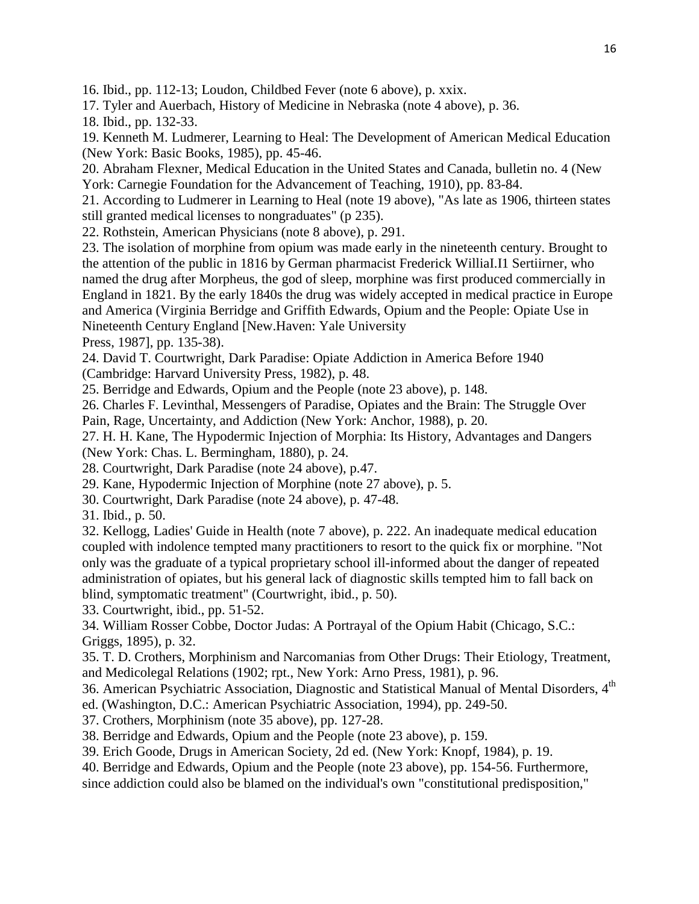16. Ibid., pp. 112-13; Loudon, Childbed Fever (note 6 above), p. xxix.

17. Tyler and Auerbach, History of Medicine in Nebraska (note 4 above), p. 36.

18. Ibid., pp. 132-33.

19. Kenneth M. Ludmerer, Learning to Heal: The Development of American Medical Education (New York: Basic Books, 1985), pp. 45-46.

20. Abraham Flexner, Medical Education in the United States and Canada, bulletin no. 4 (New York: Carnegie Foundation for the Advancement of Teaching, 1910), pp. 83-84.

21. According to Ludmerer in Learning to Heal (note 19 above), "As late as 1906, thirteen states still granted medical licenses to nongraduates" (p 235).

22. Rothstein, American Physicians (note 8 above), p. 291.

23. The isolation of morphine from opium was made early in the nineteenth century. Brought to the attention of the public in 1816 by German pharmacist Frederick WilliaI.I1 Sertiirner, who named the drug after Morpheus, the god of sleep, morphine was first produced commercially in England in 1821. By the early 1840s the drug was widely accepted in medical practice in Europe and America (Virginia Berridge and Griffith Edwards, Opium and the People: Opiate Use in Nineteenth Century England [New.Haven: Yale University Press, 1987], pp. 135-38).

24. David T. Courtwright, Dark Paradise: Opiate Addiction in America Before 1940 (Cambridge: Harvard University Press, 1982), p. 48.

25. Berridge and Edwards, Opium and the People (note 23 above), p. 148.

26. Charles F. Levinthal, Messengers of Paradise, Opiates and the Brain: The Struggle Over Pain, Rage, Uncertainty, and Addiction (New York: Anchor, 1988), p. 20.

27. H. H. Kane, The Hypodermic Injection of Morphia: Its History, Advantages and Dangers (New York: Chas. L. Bermingham, 1880), p. 24.

28. Courtwright, Dark Paradise (note 24 above), p.47.

29. Kane, Hypodermic Injection of Morphine (note 27 above), p. 5.

30. Courtwright, Dark Paradise (note 24 above), p. 47-48.

31. Ibid., p. 50.

32. Kellogg, Ladies' Guide in Health (note 7 above), p. 222. An inadequate medical education coupled with indolence tempted many practitioners to resort to the quick fix or morphine. "Not only was the graduate of a typical proprietary school ill-informed about the danger of repeated administration of opiates, but his general lack of diagnostic skills tempted him to fall back on blind, symptomatic treatment" (Courtwright, ibid., p. 50).

33. Courtwright, ibid., pp. 51-52.

34. William Rosser Cobbe, Doctor Judas: A Portrayal of the Opium Habit (Chicago, S.C.: Griggs, 1895), p. 32.

35. T. D. Crothers, Morphinism and Narcomanias from Other Drugs: Their Etiology, Treatment, and Medicolegal Relations (1902; rpt., New York: Arno Press, 1981), p. 96.

36. American Psychiatric Association, Diagnostic and Statistical Manual of Mental Disorders, 4th ed. (Washington, D.C.: American Psychiatric Association, 1994), pp. 249-50.

37. Crothers, Morphinism (note 35 above), pp. 127-28.

38. Berridge and Edwards, Opium and the People (note 23 above), p. 159.

39. Erich Goode, Drugs in American Society, 2d ed. (New York: Knopf, 1984), p. 19.

40. Berridge and Edwards, Opium and the People (note 23 above), pp. 154-56. Furthermore, since addiction could also be blamed on the individual's own "constitutional predisposition,"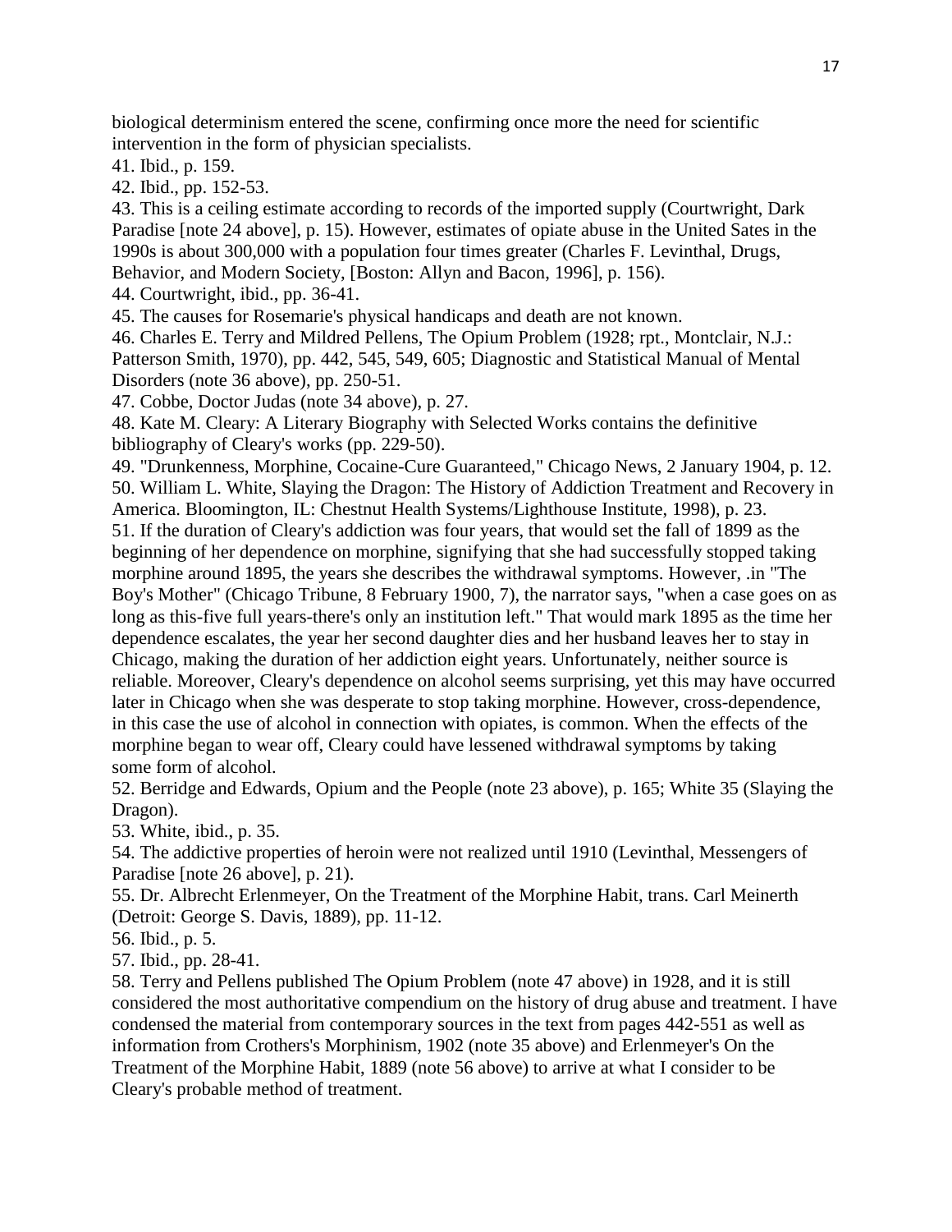biological determinism entered the scene, confirming once more the need for scientific intervention in the form of physician specialists.

41. Ibid., p. 159.

42. Ibid., pp. 152-53.

43. This is a ceiling estimate according to records of the imported supply (Courtwright, Dark Paradise [note 24 above], p. 15). However, estimates of opiate abuse in the United Sates in the 1990s is about 300,000 with a population four times greater (Charles F. Levinthal, Drugs, Behavior, and Modern Society, [Boston: Allyn and Bacon, 1996], p. 156).

44. Courtwright, ibid., pp. 36-41.

45. The causes for Rosemarie's physical handicaps and death are not known.

46. Charles E. Terry and Mildred Pellens, The Opium Problem (1928; rpt., Montclair, N.J.: Patterson Smith, 1970), pp. 442, 545, 549, 605; Diagnostic and Statistical Manual of Mental Disorders (note 36 above), pp. 250-51.

47. Cobbe, Doctor Judas (note 34 above), p. 27.

48. Kate M. Cleary: A Literary Biography with Selected Works contains the definitive bibliography of Cleary's works (pp. 229-50).

49. "Drunkenness, Morphine, Cocaine-Cure Guaranteed," Chicago News, 2 January 1904, p. 12.

50. William L. White, Slaying the Dragon: The History of Addiction Treatment and Recovery in America. Bloomington, IL: Chestnut Health Systems/Lighthouse Institute, 1998), p. 23.

51. If the duration of Cleary's addiction was four years, that would set the fall of 1899 as the beginning of her dependence on morphine, signifying that she had successfully stopped taking morphine around 1895, the years she describes the withdrawal symptoms. However, .in "The Boy's Mother" (Chicago Tribune, 8 February 1900, 7), the narrator says, "when a case goes on as long as this-five full years-there's only an institution left." That would mark 1895 as the time her dependence escalates, the year her second daughter dies and her husband leaves her to stay in Chicago, making the duration of her addiction eight years. Unfortunately, neither source is reliable. Moreover, Cleary's dependence on alcohol seems surprising, yet this may have occurred later in Chicago when she was desperate to stop taking morphine. However, cross-dependence, in this case the use of alcohol in connection with opiates, is common. When the effects of the morphine began to wear off, Cleary could have lessened withdrawal symptoms by taking some form of alcohol.

52. Berridge and Edwards, Opium and the People (note 23 above), p. 165; White 35 (Slaying the Dragon).

53. White, ibid., p. 35.

54. The addictive properties of heroin were not realized until 1910 (Levinthal, Messengers of Paradise [note 26 above], p. 21).

55. Dr. Albrecht Erlenmeyer, On the Treatment of the Morphine Habit, trans. Carl Meinerth (Detroit: George S. Davis, 1889), pp. 11-12.

56. Ibid., p. 5.

57. Ibid., pp. 28-41.

58. Terry and Pellens published The Opium Problem (note 47 above) in 1928, and it is still considered the most authoritative compendium on the history of drug abuse and treatment. I have condensed the material from contemporary sources in the text from pages 442-551 as well as information from Crothers's Morphinism, 1902 (note 35 above) and Erlenmeyer's On the Treatment of the Morphine Habit, 1889 (note 56 above) to arrive at what I consider to be Cleary's probable method of treatment.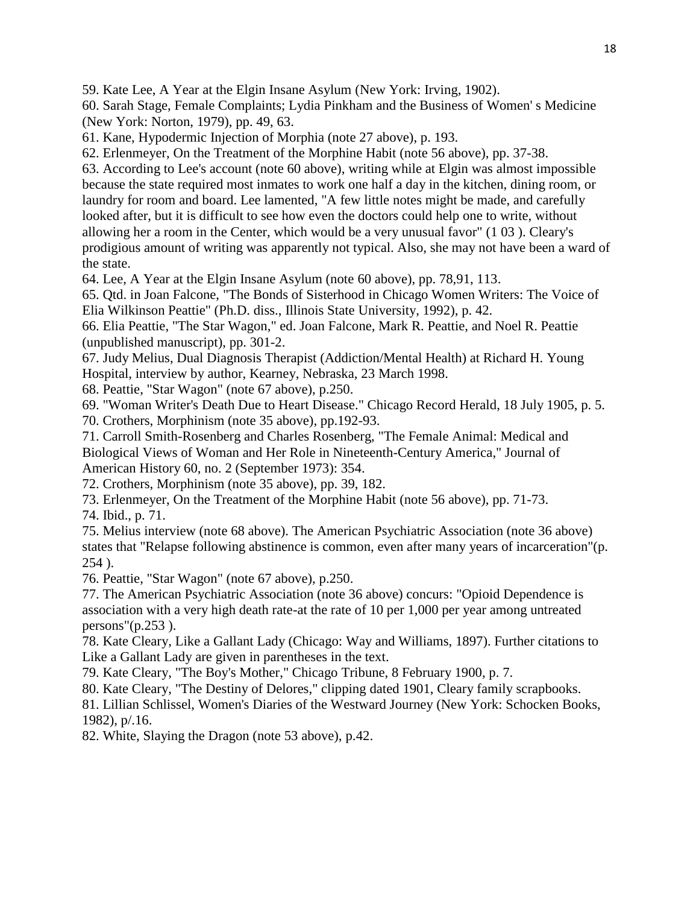59. Kate Lee, A Year at the Elgin Insane Asylum (New York: Irving, 1902).

60. Sarah Stage, Female Complaints; Lydia Pinkham and the Business of Women' s Medicine (New York: Norton, 1979), pp. 49, 63.

61. Kane, Hypodermic Injection of Morphia (note 27 above), p. 193.

62. Erlenmeyer, On the Treatment of the Morphine Habit (note 56 above), pp. 37-38.

63. According to Lee's account (note 60 above), writing while at Elgin was almost impossible because the state required most inmates to work one half a day in the kitchen, dining room, or laundry for room and board. Lee lamented, "A few little notes might be made, and carefully looked after, but it is difficult to see how even the doctors could help one to write, without allowing her a room in the Center, which would be a very unusual favor" (1 03 ). Cleary's prodigious amount of writing was apparently not typical. Also, she may not have been a ward of the state.

64. Lee, A Year at the Elgin Insane Asylum (note 60 above), pp. 78,91, 113.

65. Qtd. in Joan Falcone, "The Bonds of Sisterhood in Chicago Women Writers: The Voice of Elia Wilkinson Peattie" (Ph.D. diss., Illinois State University, 1992), p. 42.

66. Elia Peattie, "The Star Wagon," ed. Joan Falcone, Mark R. Peattie, and Noel R. Peattie (unpublished manuscript), pp. 301-2.

67. Judy Melius, Dual Diagnosis Therapist (Addiction/Mental Health) at Richard H. Young Hospital, interview by author, Kearney, Nebraska, 23 March 1998.

68. Peattie, "Star Wagon" (note 67 above), p.250.

69. "Woman Writer's Death Due to Heart Disease." Chicago Record Herald, 18 July 1905, p. 5.

70. Crothers, Morphinism (note 35 above), pp.192-93.

71. Carroll Smith-Rosenberg and Charles Rosenberg, "The Female Animal: Medical and Biological Views of Woman and Her Role in Nineteenth-Century America," Journal of American History 60, no. 2 (September 1973): 354.

72. Crothers, Morphinism (note 35 above), pp. 39, 182.

73. Erlenmeyer, On the Treatment of the Morphine Habit (note 56 above), pp. 71-73.

74. Ibid., p. 71.

75. Melius interview (note 68 above). The American Psychiatric Association (note 36 above) states that "Relapse following abstinence is common, even after many years of incarceration"(p. 254 ).

76. Peattie, "Star Wagon" (note 67 above), p.250.

77. The American Psychiatric Association (note 36 above) concurs: "Opioid Dependence is association with a very high death rate-at the rate of 10 per 1,000 per year among untreated persons"(p.253 ).

78. Kate Cleary, Like a Gallant Lady (Chicago: Way and Williams, 1897). Further citations to Like a Gallant Lady are given in parentheses in the text.

79. Kate Cleary, "The Boy's Mother," Chicago Tribune, 8 February 1900, p. 7.

80. Kate Cleary, "The Destiny of Delores," clipping dated 1901, Cleary family scrapbooks.

81. Lillian Schlissel, Women's Diaries of the Westward Journey (New York: Schocken Books, 1982), p/.16.

82. White, Slaying the Dragon (note 53 above), p.42.